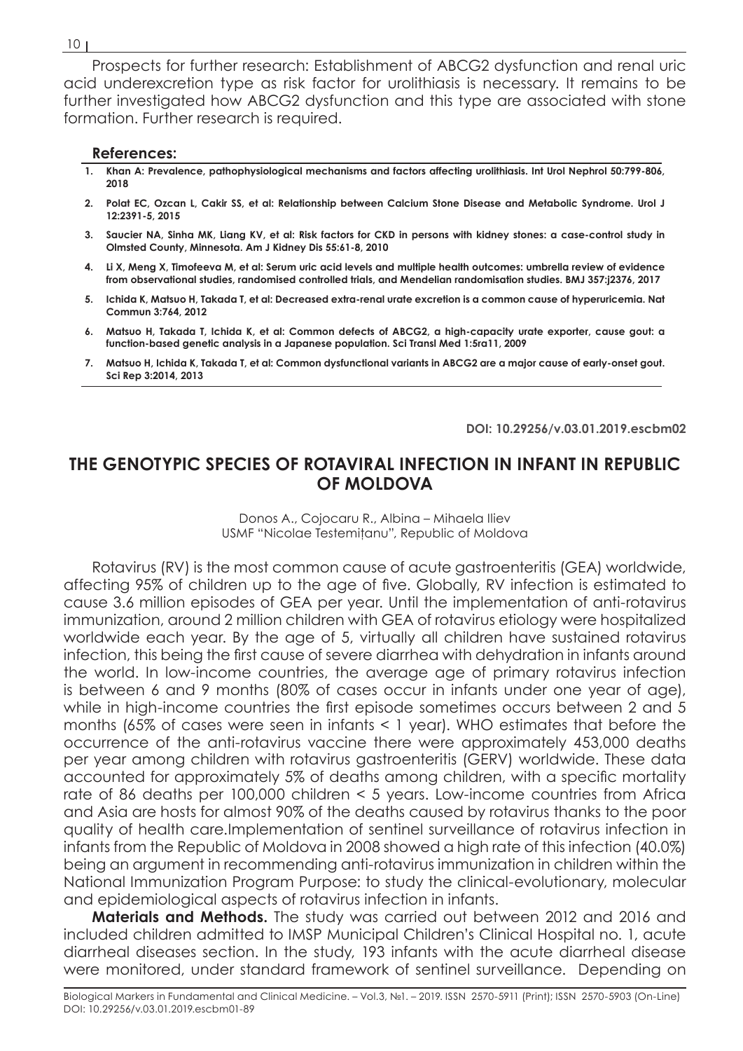Prospects for further research: Establishment of ABCG2 dysfunction and renal uric acid underexcretion type as risk factor for urolithiasis is necessary. It remains to be further investigated how ABCG2 dysfunction and this type are associated with stone formation. Further research is required.

**References:**

1. **Khan A: Prevalence, pathophysiological mechanisms and factors affecting urolithiasis. Int Urol Nephrol 50:799-806, 2018**
2. **Polat EC, Ozcan L, Cakir SS, et al: Relationship between Calcium Stone Disease and Metabolic Syndrome. Urol J 12:2391-5, 2015**
3. **Saucier NA, Sinha MK, Liang KV, et al: Risk factors for CKD in persons with kidney stones: a case-control study in Olmsted County, Minnesota. Am J Kidney Dis 55:61-8, 2010**
4. **Li X, Meng X, Timofeeva M, et al: Serum uric acid levels and multiple health outcomes: umbrella review of evidence from observational studies, randomised controlled trials, and Mendelian randomisation studies. BMJ 357:j2376, 2017**
5. **Ichida K, Matsuo H, Takada T, et al: Decreased extra-renal urate excretion is a common cause of hyperuricemia. Nat Commun 3:764, 2012**
6. **Matsuo H, Takada T, Ichida K, et al: Common defects of ABCG2, a high-capacity urate exporter, cause gout: a function-based genetic analysis in a Japanese population. Sci Transl Med 1:5ra11, 2009**
7. **Matsuo H, Ichida K, Takada T, et al: Common dysfunctional variants in ABCG2 are a major cause of early-onset gout. Sci Rep 3:2014, 2013**

**DOI: 10.29256/v.03.01.2019.escbm02**

## THE GENOTYPIC SPECIES OF ROTAVIRAL INFECTION IN INFANT IN REPUBLIC OF MOLDOVA

Donos A., Cojocaru R., Albina – Mihaela Iliev
USMF "Nicolae Testemițanu", Republic of Moldova

Rotavirus (RV) is the most common cause of acute gastroenteritis (GEA) worldwide, affecting 95% of children up to the age of five. Globally, RV infection is estimated to cause 3.6 million episodes of GEA per year. Until the implementation of anti-rotavirus immunization, around 2 million children with GEA of rotavirus etiology were hospitalized worldwide each year. By the age of 5, virtually all children have sustained rotavirus infection, this being the first cause of severe diarrhea with dehydration in infants around the world. In low-income countries, the average age of primary rotavirus infection is between 6 and 9 months (80% of cases occur in infants under one year of age), while in high-income countries the first episode sometimes occurs between 2 and 5 months (65% of cases were seen in infants < 1 year). WHO estimates that before the occurrence of the anti-rotavirus vaccine there were approximately 453,000 deaths per year among children with rotavirus gastroenteritis (GERV) worldwide. These data accounted for approximately 5% of deaths among children, with a specific mortality rate of 86 deaths per 100,000 children < 5 years. Low-income countries from Africa and Asia are hosts for almost 90% of the deaths caused by rotavirus thanks to the poor quality of health care.Implementation of sentinel surveillance of rotavirus infection in infants from the Republic of Moldova in 2008 showed a high rate of this infection (40.0%) being an argument in recommending anti-rotavirus immunization in children within the National Immunization Program Purpose: to study the clinical-evolutionary, molecular and epidemiological aspects of rotavirus infection in infants.

**Materials and Methods.** The study was carried out between 2012 and 2016 and included children admitted to IMSP Municipal Children's Clinical Hospital no. 1, acute diarrheal diseases section. In the study, 193 infants with the acute diarrheal disease were monitored, under standard framework of sentinel surveillance. Depending on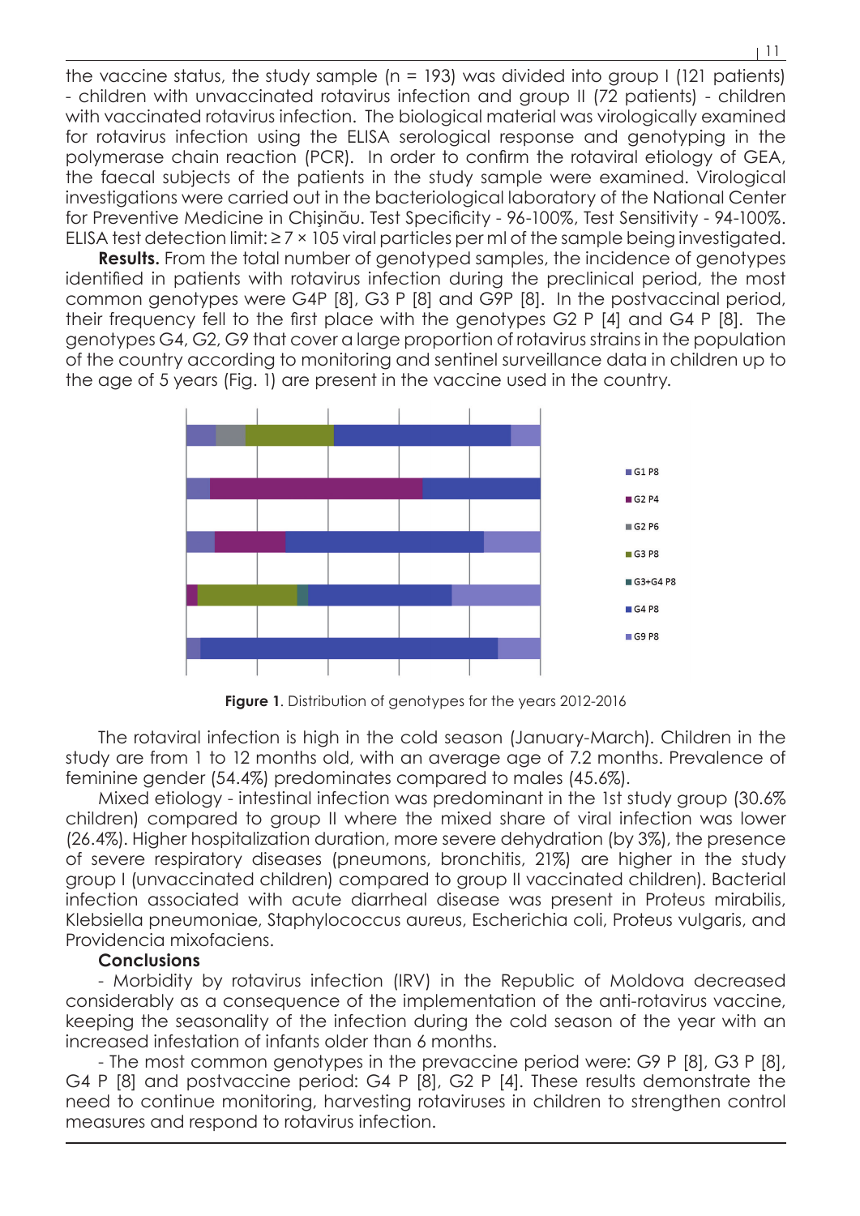the vaccine status, the study sample (n = 193) was divided into group I (121 patients) - children with unvaccinated rotavirus infection and group II (72 patients) - children with vaccinated rotavirus infection. The biological material was virologically examined for rotavirus infection using the ELISA serological response and genotyping in the polymerase chain reaction (PCR). In order to confirm the rotaviral etiology of GEA, the faecal subjects of the patients in the study sample were examined. Virological investigations were carried out in the bacteriological laboratory of the National Center for Preventive Medicine in Chişinău. Test Specificity - 96-100%, Test Sensitivity - 94-100%. ELISA test detection limit: ≥ 7 × 105 viral particles per ml of the sample being investigated.

**Results.** From the total number of genotyped samples, the incidence of genotypes identified in patients with rotavirus infection during the preclinical period, the most common genotypes were G4P [8], G3 P [8] and G9P [8]. In the postvaccinal period, their frequency fell to the first place with the genotypes G2 P [4] and G4 P [8]. The genotypes G4, G2, G9 that cover a large proportion of rotavirus strains in the population of the country according to monitoring and sentinel surveillance data in children up to the age of 5 years (Fig. 1) are present in the vaccine used in the country.

G1 P8
G2 P4
G2 P6
G3 P8
G3+G4 P8
G4 P8
G9 P8

**Figure 1**. Distribution of genotypes for the years 2012-2016

The rotaviral infection is high in the cold season (January-March). Children in the study are from 1 to 12 months old, with an average age of 7.2 months. Prevalence of feminine gender (54.4%) predominates compared to males (45.6%).

Mixed etiology - intestinal infection was predominant in the 1st study group (30.6% children) compared to group II where the mixed share of viral infection was lower (26.4%). Higher hospitalization duration, more severe dehydration (by 3%), the presence of severe respiratory diseases (pneumons, bronchitis, 21%) are higher in the study group I (unvaccinated children) compared to group II vaccinated children). Bacterial infection associated with acute diarrheal disease was present in Proteus mirabilis, Klebsiella pneumoniae, Staphylococcus aureus, Escherichia coli, Proteus vulgaris, and Providencia mixofaciens.

**Conclusions**

- Morbidity by rotavirus infection (IRV) in the Republic of Moldova decreased considerably as a consequence of the implementation of the anti-rotavirus vaccine, keeping the seasonality of the infection during the cold season of the year with an increased infestation of infants older than 6 months.

- The most common genotypes in the prevaccine period were: G9 P [8], G3 P [8], G4 P [8] and postvaccine period: G4 P [8], G2 P [4]. These results demonstrate the need to continue monitoring, harvesting rotaviruses in children to strengthen control measures and respond to rotavirus infection.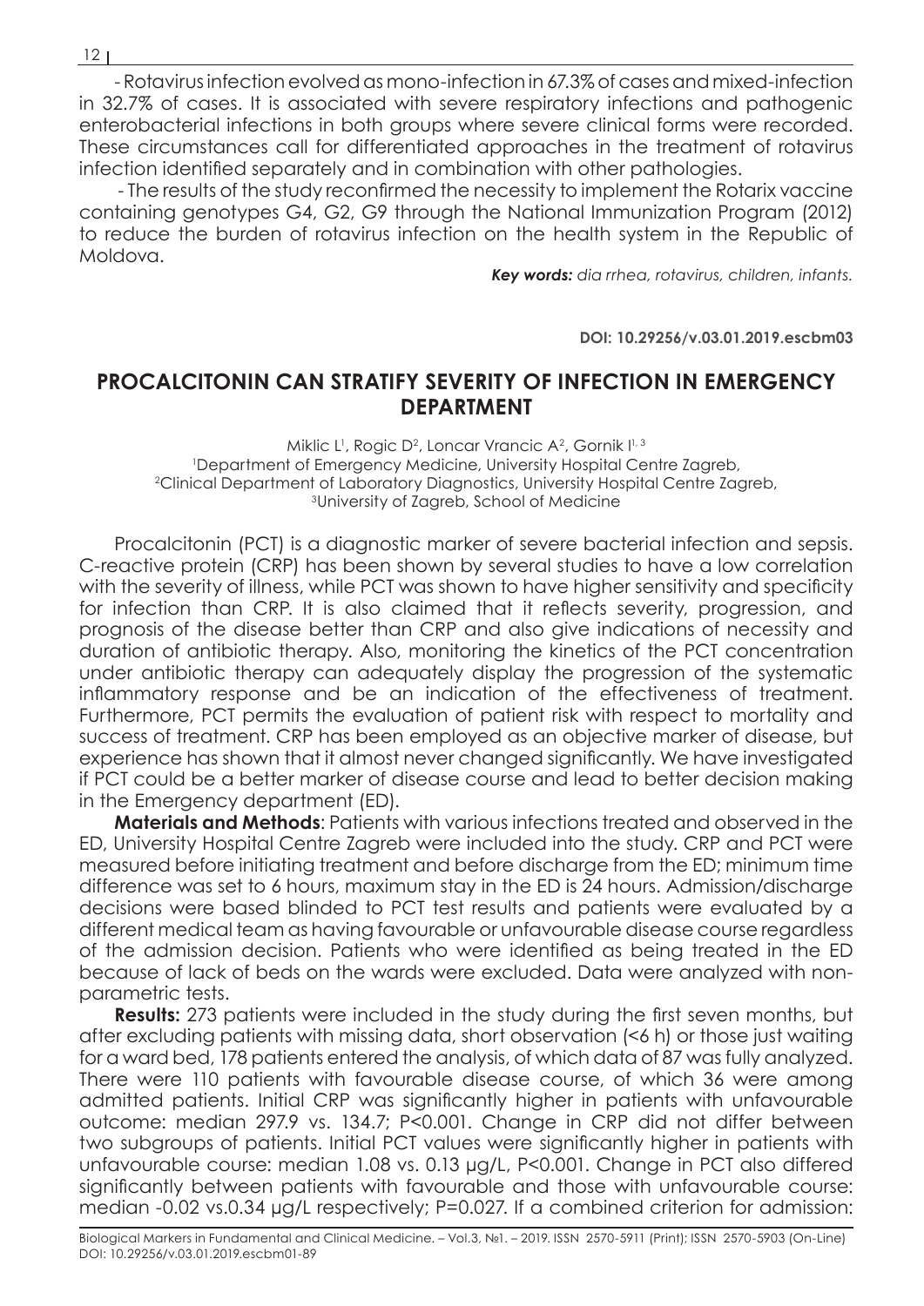- Rotavirus infection evolved as mono-infection in 67.3% of cases and mixed-infection in 32.7% of cases. It is associated with severe respiratory infections and pathogenic enterobacterial infections in both groups where severe clinical forms were recorded. These circumstances call for differentiated approaches in the treatment of rotavirus infection identified separately and in combination with other pathologies.

- The results of the study reconfirmed the necessity to implement the Rotarix vaccine containing genotypes G4, G2, G9 through the National Immunization Program (2012) to reduce the burden of rotavirus infection on the health system in the Republic of Moldova.

***Key words:*** *dia rrhea, rotavirus, children, infants.*

**DOI: 10.29256/v.03.01.2019.escbm03**

## PROCALCITONIN CAN STRATIFY SEVERITY OF INFECTION IN EMERGENCY DEPARTMENT

Miklic L[1], Rogic D[2], Loncar Vrancic A[2], Gornik I[1, 3]

[1]Department of Emergency Medicine, University Hospital Centre Zagreb,
[2]Clinical Department of Laboratory Diagnostics, University Hospital Centre Zagreb,
[3]University of Zagreb, School of Medicine

Procalcitonin (PCT) is a diagnostic marker of severe bacterial infection and sepsis. C-reactive protein (CRP) has been shown by several studies to have a low correlation with the severity of illness, while PCT was shown to have higher sensitivity and specificity for infection than CRP. It is also claimed that it reflects severity, progression, and prognosis of the disease better than CRP and also give indications of necessity and duration of antibiotic therapy. Also, monitoring the kinetics of the PCT concentration under antibiotic therapy can adequately display the progression of the systematic inflammatory response and be an indication of the effectiveness of treatment. Furthermore, PCT permits the evaluation of patient risk with respect to mortality and success of treatment. CRP has been employed as an objective marker of disease, but experience has shown that it almost never changed significantly. We have investigated if PCT could be a better marker of disease course and lead to better decision making in the Emergency department (ED).

**Materials and Methods**: Patients with various infections treated and observed in the ED, University Hospital Centre Zagreb were included into the study. CRP and PCT were measured before initiating treatment and before discharge from the ED; minimum time difference was set to 6 hours, maximum stay in the ED is 24 hours. Admission/discharge decisions were based blinded to PCT test results and patients were evaluated by a different medical team as having favourable or unfavourable disease course regardless of the admission decision. Patients who were identified as being treated in the ED because of lack of beds on the wards were excluded. Data were analyzed with non-parametric tests.

**Results:** 273 patients were included in the study during the first seven months, but after excluding patients with missing data, short observation (<6 h) or those just waiting for a ward bed, 178 patients entered the analysis, of which data of 87 was fully analyzed. There were 110 patients with favourable disease course, of which 36 were among admitted patients. Initial CRP was significantly higher in patients with unfavourable outcome: median 297.9 vs. 134.7; $P<0.001$. Change in CRP did not differ between two subgroups of patients. Initial PCT values were significantly higher in patients with unfavourable course: median 1.08 vs. 0.13 μg/L, $P<0.001$. Change in PCT also differed significantly between patients with favourable and those with unfavourable course: median -0.02 vs.0.34 μg/L respectively; $P=0.027$. If a combined criterion for admission: